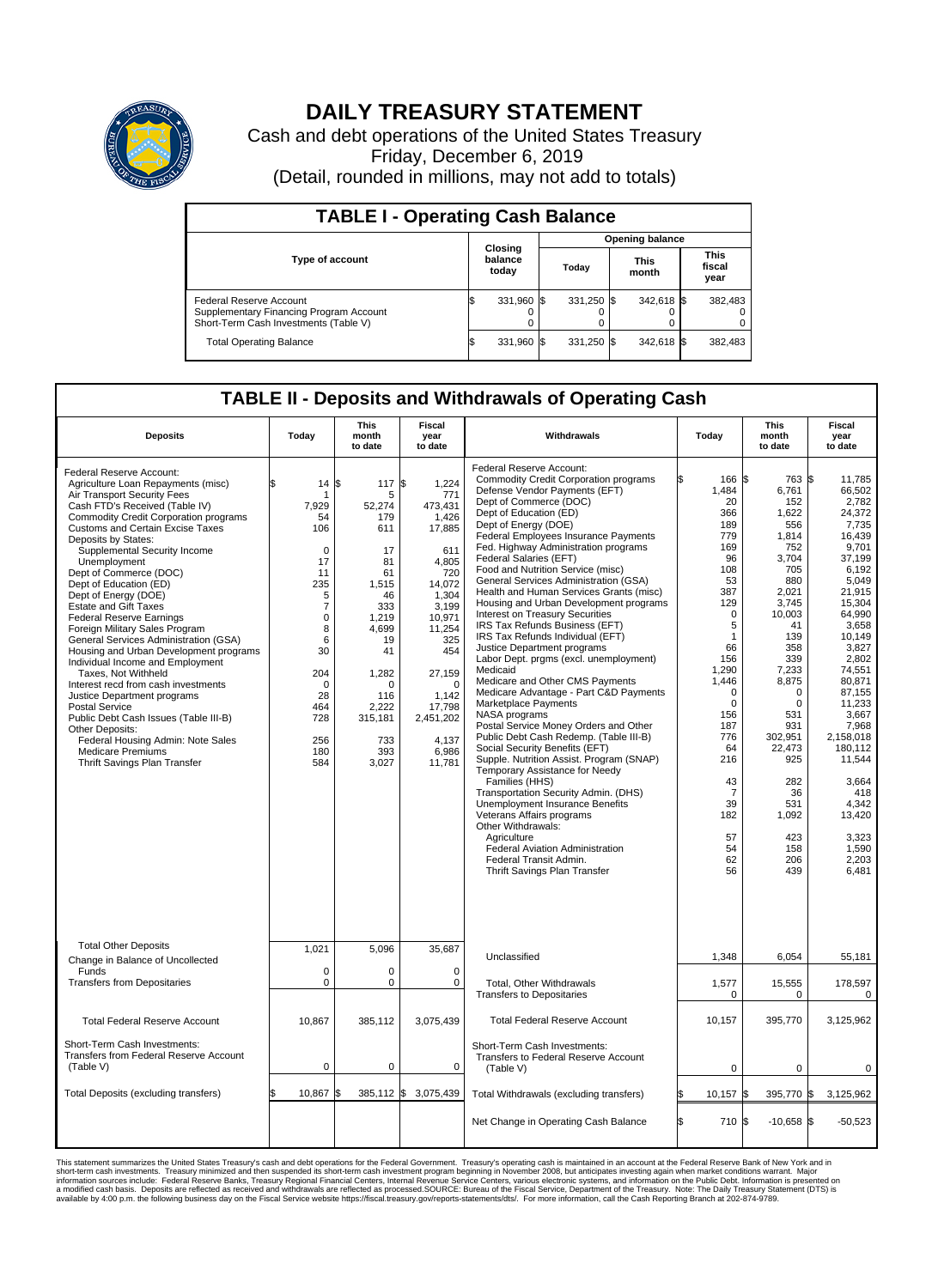# DAILY TREASURY STATEMENT

Cash and debt operations of the United States Treasury

Friday, December 6, 2019

(Detail, rounded in millions, may not add to totals)

## TABLE I - Operating Cash Balance

| Type of account | Closing balance today | Opening balance Today | Opening balance This month | Opening balance This fiscal year |
|---|---|---|---|---|
| Federal Reserve Account | $ 331,960 | $ 331,250 | $ 342,618 | $ 382,483 |
| Supplementary Financing Program Account | 0 | 0 | 0 | 0 |
| Short-Term Cash Investments (Table V) | 0 | 0 | 0 | 0 |
| Total Operating Balance | $ 331,960 | $ 331,250 | $ 342,618 | $ 382,483 |

## TABLE II - Deposits and Withdrawals of Operating Cash

| Deposits | Today | This month to date | Fiscal year to date |
|---|---|---|---|
| Federal Reserve Account: | | | |
| Agriculture Loan Repayments (misc) | $ 14 | $ 117 | $ 1,224 |
| Air Transport Security Fees | 1 | 5 | 771 |
| Cash FTD's Received (Table IV) | 7,929 | 52,274 | 473,431 |
| Commodity Credit Corporation programs | 54 | 179 | 1,426 |
| Customs and Certain Excise Taxes | 106 | 611 | 17,885 |
| Deposits by States: | | | |
| Supplemental Security Income | 0 | 17 | 611 |
| Unemployment | 17 | 81 | 4,805 |
| Dept of Commerce (DOC) | 11 | 61 | 720 |
| Dept of Education (ED) | 235 | 1,515 | 14,072 |
| Dept of Energy (DOE) | 5 | 46 | 1,304 |
| Estate and Gift Taxes | 7 | 333 | 3,199 |
| Federal Reserve Earnings | 0 | 1,219 | 10,971 |
| Foreign Military Sales Program | 8 | 4,699 | 11,254 |
| General Services Administration (GSA) | 6 | 19 | 325 |
| Housing and Urban Development programs | 30 | 41 | 454 |
| Individual Income and Employment Taxes, Not Withheld | 204 | 1,282 | 27,159 |
| Interest recd from cash investments | 0 | 0 | 0 |
| Justice Department programs | 28 | 116 | 1,142 |
| Postal Service | 464 | 2,222 | 17,798 |
| Public Debt Cash Issues (Table III-B) | 728 | 315,181 | 2,451,202 |
| Other Deposits: | | | |
| Federal Housing Admin: Note Sales | 256 | 733 | 4,137 |
| Medicare Premiums | 180 | 393 | 6,986 |
| Thrift Savings Plan Transfer | 584 | 3,027 | 11,781 |
| Total Other Deposits | 1,021 | 5,096 | 35,687 |
| Change in Balance of Uncollected Funds | 0 | 0 | 0 |
| Transfers from Depositaries | 0 | 0 | 0 |
| Total Federal Reserve Account | 10,867 | 385,112 | 3,075,439 |
| Short-Term Cash Investments: Transfers from Federal Reserve Account (Table V) | 0 | 0 | 0 |
| Total Deposits (excluding transfers) | $ 10,867 | $ 385,112 | $ 3,075,439 |

| Withdrawals | Today | This month to date | Fiscal year to date |
|---|---|---|---|
| Federal Reserve Account: | | | |
| Commodity Credit Corporation programs | $ 166 | $ 763 | $ 11,785 |
| Defense Vendor Payments (EFT) | 1,484 | 6,761 | 66,502 |
| Dept of Commerce (DOC) | 20 | 152 | 2,782 |
| Dept of Education (ED) | 366 | 1,622 | 24,372 |
| Dept of Energy (DOE) | 189 | 556 | 7,735 |
| Federal Employees Insurance Payments | 779 | 1,814 | 16,439 |
| Fed. Highway Administration programs | 169 | 752 | 9,701 |
| Federal Salaries (EFT) | 96 | 3,704 | 37,199 |
| Food and Nutrition Service (misc) | 108 | 705 | 6,192 |
| General Services Administration (GSA) | 53 | 880 | 5,049 |
| Health and Human Services Grants (misc) | 387 | 2,021 | 21,915 |
| Housing and Urban Development programs | 129 | 3,745 | 15,304 |
| Interest on Treasury Securities | 0 | 10,003 | 64,990 |
| IRS Tax Refunds Business (EFT) | 5 | 41 | 3,658 |
| IRS Tax Refunds Individual (EFT) | 1 | 139 | 10,149 |
| Justice Department programs | 66 | 358 | 3,827 |
| Labor Dept. prgms (excl. unemployment) | 156 | 339 | 2,802 |
| Medicaid | 1,290 | 7,233 | 74,551 |
| Medicare and Other CMS Payments | 1,446 | 8,875 | 80,871 |
| Medicare Advantage - Part C&D Payments | 0 | 0 | 87,155 |
| Marketplace Payments | 0 | 0 | 11,233 |
| NASA programs | 156 | 531 | 3,667 |
| Postal Service Money Orders and Other | 187 | 931 | 7,968 |
| Public Debt Cash Redemp. (Table III-B) | 776 | 302,951 | 2,158,018 |
| Social Security Benefits (EFT) | 64 | 22,473 | 180,112 |
| Supple. Nutrition Assist. Program (SNAP) | 216 | 925 | 11,544 |
| Temporary Assistance for Needy Families (HHS) | 43 | 282 | 3,664 |
| Transportation Security Admin. (DHS) | 7 | 36 | 418 |
| Unemployment Insurance Benefits | 39 | 531 | 4,342 |
| Veterans Affairs programs | 182 | 1,092 | 13,420 |
| Other Withdrawals: | | | |
| Agriculture | 57 | 423 | 3,323 |
| Federal Aviation Administration | 54 | 158 | 1,590 |
| Federal Transit Admin. | 62 | 206 | 2,203 |
| Thrift Savings Plan Transfer | 56 | 439 | 6,481 |
| Unclassified | 1,348 | 6,054 | 55,181 |
| Total, Other Withdrawals | 1,577 | 15,555 | 178,597 |
| Transfers to Depositaries | 0 | 0 | 0 |
| Total Federal Reserve Account | 10,157 | 395,770 | 3,125,962 |
| Short-Term Cash Investments: Transfers to Federal Reserve Account (Table V) | 0 | 0 | 0 |
| Total Withdrawals (excluding transfers) | $ 10,157 | $ 395,770 | $ 3,125,962 |
| Net Change in Operating Cash Balance | $ 710 | $ -10,658 | $ -50,523 |

This statement summarizes the United States Treasury's cash and debt operations for the Federal Government. Treasury's operating cash is maintained in an account at the Federal Reserve Bank of New York and in short-term cash investments. Treasury minimized and then suspended its short-term cash investment program beginning in November 2008, but anticipates investing again when market conditions warrant. Major information sources include: Federal Reserve Banks, Treasury Regional Financial Centers, Internal Revenue Service Centers, various electronic systems, and information on the Public Debt. Information is presented on a modified cash basis. Deposits are reflected as received and withdrawals are reflected as processed.SOURCE: Bureau of the Fiscal Service, Department of the Treasury. Note: The Daily Treasury Statement (DTS) is available by 4:00 p.m. the following business day on the Fiscal Service website https://fiscal.treasury.gov/reports-statements/dts/. For more information, call the Cash Reporting Branch at 202-874-9789.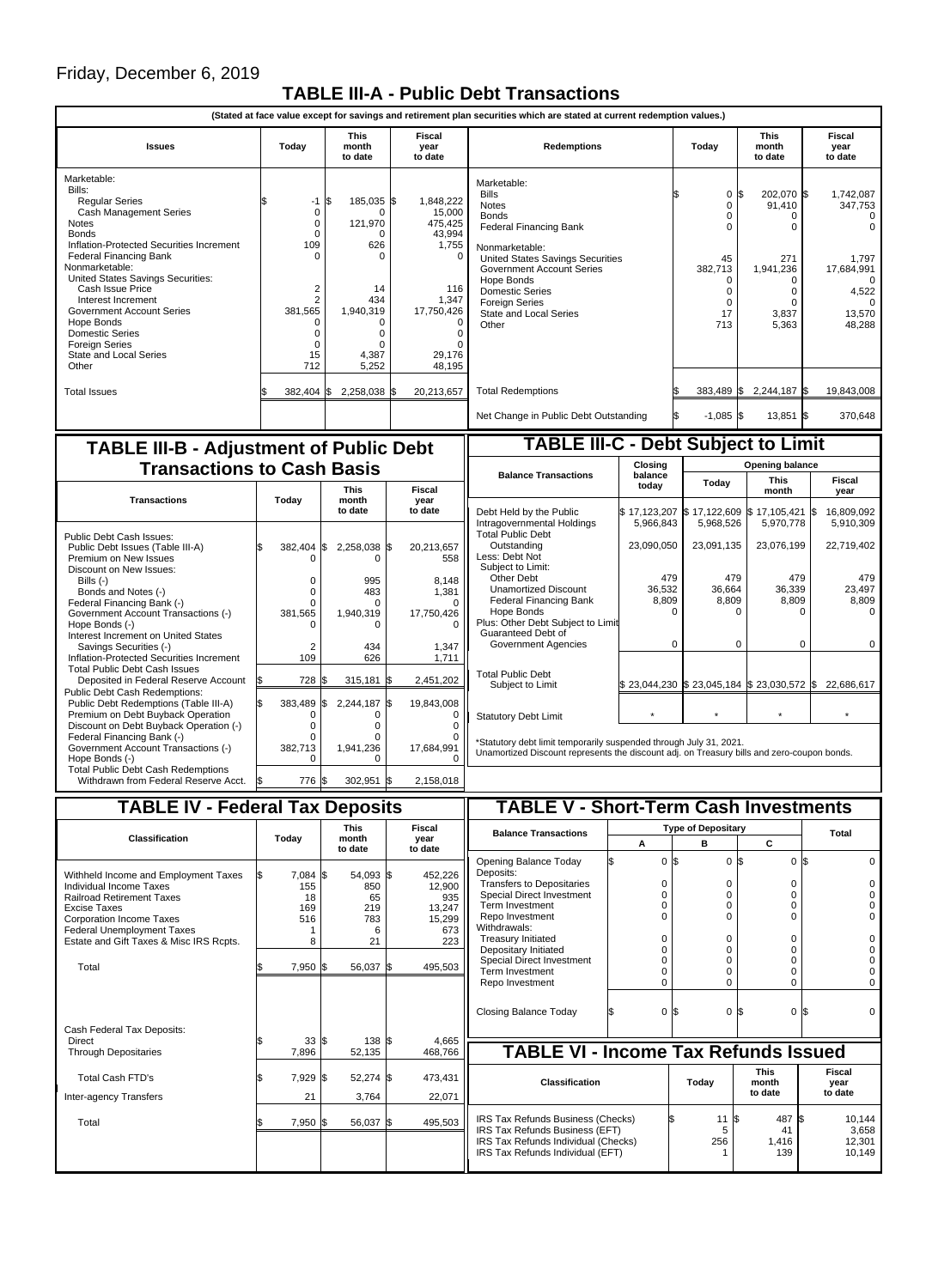Friday, December 6, 2019

# TABLE III-A - Public Debt Transactions

(Stated at face value except for savings and retirement plan securities which are stated at current redemption values.)

| Issues | Today | This month to date | Fiscal year to date |
|---|---|---|---|
| Marketable: | | | |
| Bills: | | | |
| Regular Series | $ -1 | $ 185,035 | $ 1,848,222 |
| Cash Management Series | 0 | 0 | 15,000 |
| Notes | 0 | 121,970 | 475,425 |
| Bonds | 0 | 0 | 43,994 |
| Inflation-Protected Securities Increment | 109 | 626 | 1,755 |
| Federal Financing Bank | 0 | 0 | 0 |
| Nonmarketable: | | | |
| United States Savings Securities: | | | |
| Cash Issue Price | 2 | 14 | 116 |
| Interest Increment | 2 | 434 | 1,347 |
| Government Account Series | 381,565 | 1,940,319 | 17,750,426 |
| Hope Bonds | 0 | 0 | 0 |
| Domestic Series | 0 | 0 | 0 |
| Foreign Series | 0 | 0 | 0 |
| State and Local Series | 15 | 4,387 | 29,176 |
| Other | 712 | 5,252 | 48,195 |
| Total Issues | $ 382,404 | $ 2,258,038 | $ 20,213,657 |

| Redemptions | Today | This month to date | Fiscal year to date |
|---|---|---|---|
| Marketable: | | | |
| Bills | $ 0 | $ 202,070 | $ 1,742,087 |
| Notes | 0 | 91,410 | 347,753 |
| Bonds | 0 | 0 | 0 |
| Federal Financing Bank | 0 | 0 | 0 |
| Nonmarketable: | | | |
| United States Savings Securities | 45 | 271 | 1,797 |
| Government Account Series | 382,713 | 1,941,236 | 17,684,991 |
| Hope Bonds | 0 | 0 | 0 |
| Domestic Series | 0 | 0 | 4,522 |
| Foreign Series | 0 | 0 | 0 |
| State and Local Series | 17 | 3,837 | 13,570 |
| Other | 713 | 5,363 | 48,288 |
| Total Redemptions | $ 383,489 | $ 2,244,187 | $ 19,843,008 |
| Net Change in Public Debt Outstanding | $ -1,085 | $ 13,851 | $ 370,648 |

# TABLE III-B - Adjustment of Public Debt Transactions to Cash Basis

| Transactions | Today | This month to date | Fiscal year to date |
|---|---|---|---|
| Public Debt Cash Issues: | | | |
| Public Debt Issues (Table III-A) | $ 382,404 | $ 2,258,038 | $ 20,213,657 |
| Premium on New Issues | 0 | 0 | 558 |
| Discount on New Issues: | | | |
| Bills (-) | 0 | 995 | 8,148 |
| Bonds and Notes (-) | 0 | 483 | 1,381 |
| Federal Financing Bank (-) | 0 | 0 | 0 |
| Government Account Transactions (-) | 381,565 | 1,940,319 | 17,750,426 |
| Hope Bonds (-) | 0 | 0 | 0 |
| Interest Increment on United States Savings Securities (-) | 2 | 434 | 1,347 |
| Inflation-Protected Securities Increment | 109 | 626 | 1,711 |
| Total Public Debt Cash Issues Deposited in Federal Reserve Account | $ 728 | $ 315,181 | $ 2,451,202 |
| Public Debt Cash Redemptions: | | | |
| Public Debt Redemptions (Table III-A) | $ 383,489 | $ 2,244,187 | $ 19,843,008 |
| Premium on Debt Buyback Operation | 0 | 0 | 0 |
| Discount on Debt Buyback Operation (-) | 0 | 0 | 0 |
| Federal Financing Bank (-) | 0 | 0 | 0 |
| Government Account Transactions (-) | 382,713 | 1,941,236 | 17,684,991 |
| Hope Bonds (-) | 0 | 0 | 0 |
| Total Public Debt Cash Redemptions Withdrawn from Federal Reserve Acct. | $ 776 | $ 302,951 | $ 2,158,018 |

# TABLE III-C - Debt Subject to Limit

| Balance Transactions | Closing balance today | Opening balance Today | Opening balance This month | Opening balance Fiscal year |
|---|---|---|---|---|
| Debt Held by the Public | $ 17,123,207 | $ 17,122,609 | $ 17,105,421 | $ 16,809,092 |
| Intragovernmental Holdings | 5,966,843 | 5,968,526 | 5,970,778 | 5,910,309 |
| Total Public Debt Outstanding | 23,090,050 | 23,091,135 | 23,076,199 | 22,719,402 |
| Less: Debt Not Subject to Limit: | | | | |
| Other Debt | 479 | 479 | 479 | 479 |
| Unamortized Discount | 36,532 | 36,664 | 36,339 | 23,497 |
| Federal Financing Bank | 8,809 | 8,809 | 8,809 | 8,809 |
| Hope Bonds | 0 | 0 | 0 | 0 |
| Plus: Other Debt Subject to Limit | | | | |
| Guaranteed Debt of Government Agencies | 0 | 0 | 0 | 0 |
| Total Public Debt Subject to Limit | $ 23,044,230 | $ 23,045,184 | $ 23,030,572 | $ 22,686,617 |
| Statutory Debt Limit | * | * | * | * |

*Statutory debt limit temporarily suspended through July 31, 2021.
Unamortized Discount represents the discount adj. on Treasury bills and zero-coupon bonds.

# TABLE IV - Federal Tax Deposits

| Classification | Today | This month to date | Fiscal year to date |
|---|---|---|---|
| Withheld Income and Employment Taxes | $ 7,084 | $ 54,093 | $ 452,226 |
| Individual Income Taxes | 155 | 850 | 12,900 |
| Railroad Retirement Taxes | 18 | 65 | 935 |
| Excise Taxes | 169 | 219 | 13,247 |
| Corporation Income Taxes | 516 | 783 | 15,299 |
| Federal Unemployment Taxes | 1 | 6 | 673 |
| Estate and Gift Taxes & Misc IRS Rcpts. | 8 | 21 | 223 |
| Total | $ 7,950 | $ 56,037 | $ 495,503 |
| Cash Federal Tax Deposits: | | | |
| Direct | $ 33 | $ 138 | $ 4,665 |
| Through Depositaries | 7,896 | 52,135 | 468,766 |
| Total Cash FTD's | $ 7,929 | $ 52,274 | $ 473,431 |
| Inter-agency Transfers | 21 | 3,764 | 22,071 |
| Total | $ 7,950 | $ 56,037 | $ 495,503 |

# TABLE V - Short-Term Cash Investments

| Balance Transactions | Type of Depositary A | Type of Depositary B | Type of Depositary C | Total |
|---|---|---|---|---|
| Opening Balance Today | $ 0 | $ 0 | $ 0 | $ 0 |
| Deposits: | | | | |
| Transfers to Depositaries | 0 | 0 | 0 | 0 |
| Special Direct Investment | 0 | 0 | 0 | 0 |
| Term Investment | 0 | 0 | 0 | 0 |
| Repo Investment | 0 | 0 | 0 | 0 |
| Withdrawals: | | | | |
| Treasury Initiated | 0 | 0 | 0 | 0 |
| Depositary Initiated | 0 | 0 | 0 | 0 |
| Special Direct Investment | 0 | 0 | 0 | 0 |
| Term Investment | 0 | 0 | 0 | 0 |
| Repo Investment | 0 | 0 | 0 | 0 |
| Closing Balance Today | $ 0 | $ 0 | $ 0 | $ 0 |

# TABLE VI - Income Tax Refunds Issued

| Classification | Today | This month to date | Fiscal year to date |
|---|---|---|---|
| IRS Tax Refunds Business (Checks) | $ 11 | $ 487 | $ 10,144 |
| IRS Tax Refunds Business (EFT) | 5 | 41 | 3,658 |
| IRS Tax Refunds Individual (Checks) | 256 | 1,416 | 12,301 |
| IRS Tax Refunds Individual (EFT) | 1 | 139 | 10,149 |